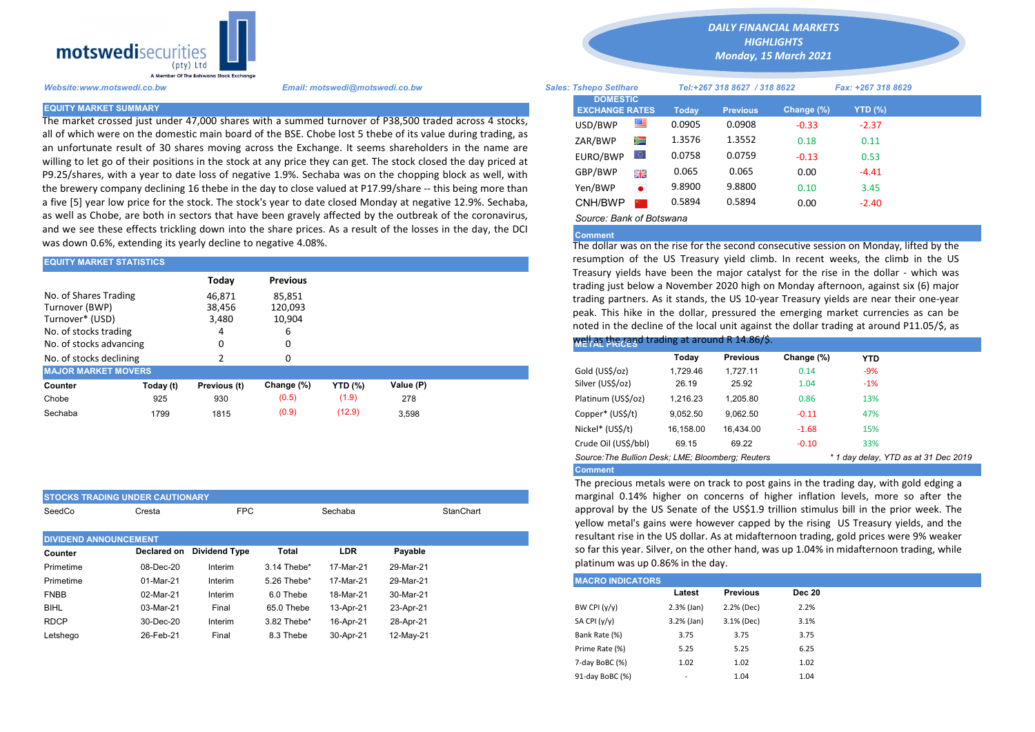**motswedisecurities** (pty) Ltd
A Member Of The Botswana Stock Exchange

# DAILY FINANCIAL MARKETS HIGHLIGHTS
## Monday, 15 March 2021

*Website:www.motswedi.co.bw* | *Email: motswedi@motswedi.co.bw* | *Sales: Tshepo Setlhare* | *Tel:+267 318 8627 / 318 8622* | *Fax: +267 318 8629*

## EQUITY MARKET SUMMARY

The market crossed just under 47,000 shares with a summed turnover of P38,500 traded across 4 stocks, all of which were on the domestic main board of the BSE. Chobe lost 5 thebe of its value during trading, as an unfortunate result of 30 shares moving across the Exchange. It seems shareholders in the name are willing to let go of their positions in the stock at any price they can get. The stock closed the day priced at P9.25/shares, with a year to date loss of negative 1.9%. Sechaba was on the chopping block as well, with the brewery company declining 16 thebe in the day to close valued at P17.99/share -- this being more than a five [5] year low price for the stock. The stock's year to date closed Monday at negative 12.9%. Sechaba, as well as Chobe, are both in sectors that have been gravely affected by the outbreak of the coronavirus, and we see these effects trickling down into the share prices. As a result of the losses in the day, the DCI was down 0.6%, extending its yearly decline to negative 4.08%.

## EQUITY MARKET STATISTICS

| | Today | Previous |
|---|---|---|
| No. of Shares Trading | 46,871 | 85,851 |
| Turnover (BWP) | 38,456 | 120,093 |
| Turnover* (USD) | 3,480 | 10,904 |
| No. of stocks trading | 4 | 6 |
| No. of stocks advancing | 0 | 0 |
| No. of stocks declining | 2 | 0 |

## MAJOR MARKET MOVERS

| Counter | Today (t) | Previous (t) | Change (%) | YTD (%) | Value (P) |
|---|---|---|---|---|---|
| Chobe | 925 | 930 | (0.5) | (1.9) | 278 |
| Sechaba | 1799 | 1815 | (0.9) | (12.9) | 3,598 |

## STOCKS TRADING UNDER CAUTIONARY

| SeedCo | Cresta | FPC | Sechaba | StanChart |
|---|---|---|---|---|

## DIVIDEND ANNOUNCEMENT

| Counter | Declared on | Dividend Type | Total | LDR | Payable |
|---|---|---|---|---|---|
| Primetime | 08-Dec-20 | Interim | 3.14 Thebe* | 17-Mar-21 | 29-Mar-21 |
| Primetime | 01-Mar-21 | Interim | 5.26 Thebe* | 17-Mar-21 | 29-Mar-21 |
| FNBB | 02-Mar-21 | Interim | 6.0 Thebe | 18-Mar-21 | 30-Mar-21 |
| BIHL | 03-Mar-21 | Final | 65.0 Thebe | 13-Apr-21 | 23-Apr-21 |
| RDCP | 30-Dec-20 | Interim | 3.82 Thebe* | 16-Apr-21 | 28-Apr-21 |
| Letshego | 26-Feb-21 | Final | 8.3 Thebe | 30-Apr-21 | 12-May-21 |

## DOMESTIC EXCHANGE RATES

| DOMESTIC EXCHANGE RATES | Today | Previous | Change (%) | YTD (%) |
|---|---|---|---|---|
| USD/BWP | 0.0905 | 0.0908 | -0.33 | -2.37 |
| ZAR/BWP | 1.3576 | 1.3552 | 0.18 | 0.11 |
| EURO/BWP | 0.0758 | 0.0759 | -0.13 | 0.53 |
| GBP/BWP | 0.065 | 0.065 | 0.00 | -4.41 |
| Yen/BWP | 9.8900 | 9.8800 | 0.10 | 3.45 |
| CNH/BWP | 0.5894 | 0.5894 | 0.00 | -2.40 |

*Source: Bank of Botswana*

**Comment**

The dollar was on the rise for the second consecutive session on Monday, lifted by the resumption of the US Treasury yield climb. In recent weeks, the climb in the US Treasury yields have been the major catalyst for the rise in the dollar - which was trading just below a November 2020 high on Monday afternoon, against six (6) major trading partners. As it stands, the US 10-year Treasury yields are near their one-year peak. This hike in the dollar, pressured the emerging market currencies as can be noted in the decline of the local unit against the dollar trading at around P11.05/$, as well as the rand trading at around R 14.86/$.

## METAL PRICES

| | Today | Previous | Change (%) | YTD |
|---|---|---|---|---|
| Gold (US$/oz) | 1,729.46 | 1,727.11 | 0.14 | -9% |
| Silver (US$/oz) | 26.19 | 25.92 | 1.04 | -1% |
| Platinum (US$/oz) | 1,216.23 | 1,205.80 | 0.86 | 13% |
| Copper* (US$/t) | 9,052.50 | 9,062.50 | -0.11 | 47% |
| Nickel* (US$/t) | 16,158.00 | 16,434.00 | -1.68 | 15% |
| Crude Oil (US$/bbl) | 69.15 | 69.22 | -0.10 | 33% |

*Source:The Bullion Desk; LME; Bloomberg; Reuters* | *\* 1 day delay, YTD as at 31 Dec 2019*

**Comment**

The precious metals were on track to post gains in the trading day, with gold edging a marginal 0.14% higher on concerns of higher inflation levels, more so after the approval by the US Senate of the US$1.9 trillion stimulus bill in the prior week. The yellow metal's gains were however capped by the rising US Treasury yields, and the resultant rise in the US dollar. As at midafternoon trading, gold prices were 9% weaker so far this year. Silver, on the other hand, was up 1.04% in midafternoon trading, while platinum was up 0.86% in the day.

## MACRO INDICATORS

| | Latest | Previous | Dec 20 |
|---|---|---|---|
| BW CPI (y/y) | 2.3% (Jan) | 2.2% (Dec) | 2.2% |
| SA CPI (y/y) | 3.2% (Jan) | 3.1% (Dec) | 3.1% |
| Bank Rate (%) | 3.75 | 3.75 | 3.75 |
| Prime Rate (%) | 5.25 | 5.25 | 6.25 |
| 7-day BoBC (%) | 1.02 | 1.02 | 1.02 |
| 91-day BoBC (%) | - | 1.04 | 1.04 |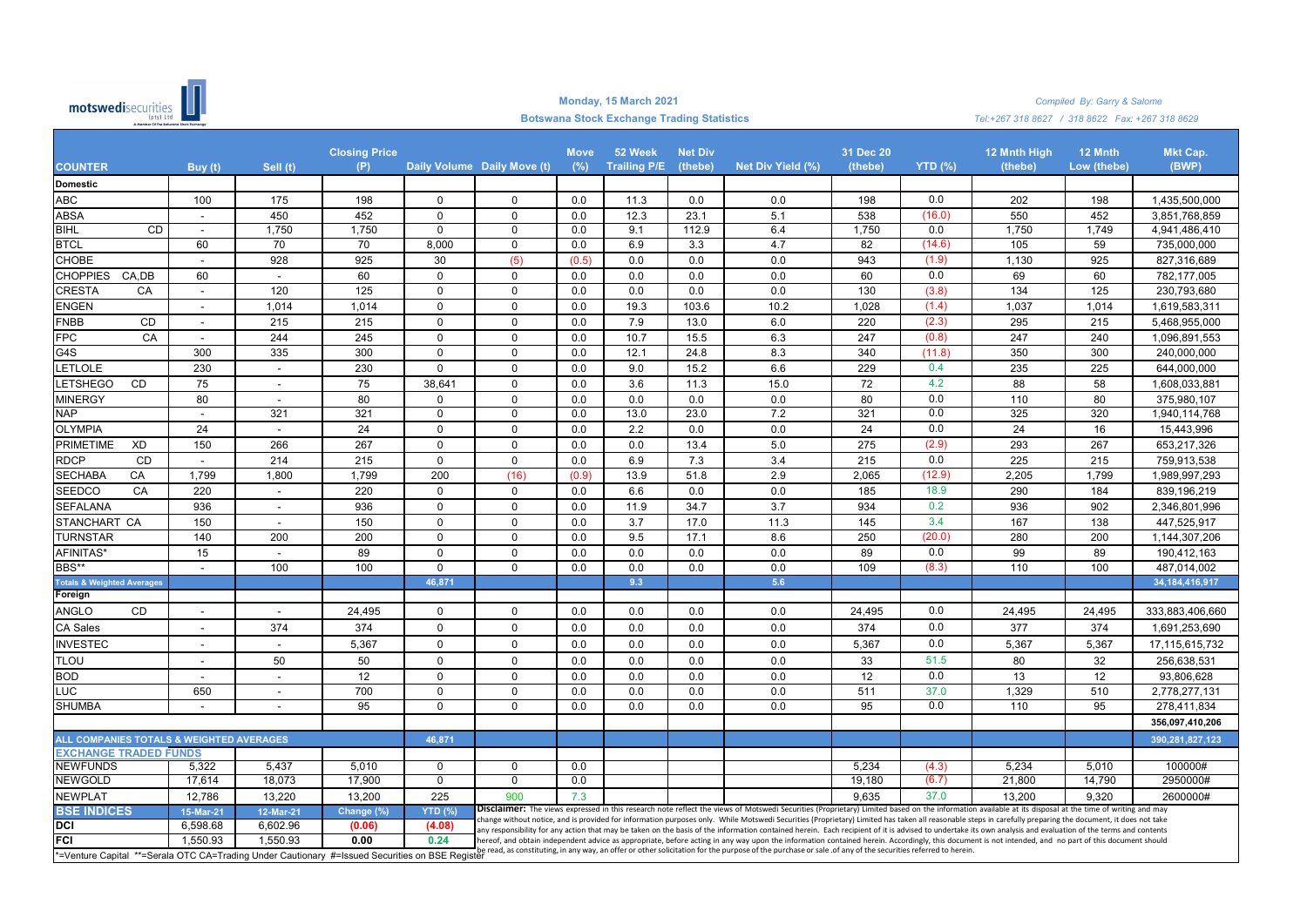motswedisecurities (pty) Ltd
A Member Of The Botswana Stock Exchange

**Monday, 15 March 2021**

**Botswana Stock Exchange Trading Statistics**

*Compiled By: Garry & Salome*

*Tel:+267 318 8627 / 318 8622 Fax: +267 318 8629*

| COUNTER | | Buy (t) | Sell (t) | Closing Price (P) | Daily Volume | Daily Move (t) | Move (%) | 52 Week Trailing P/E | Net Div (thebe) | Net Div Yield (%) | 31 Dec 20 (thebe) | YTD (%) | 12 Mnth High (thebe) | 12 Mnth Low (thebe) | Mkt Cap. (BWP) |
|---|---|---|---|---|---|---|---|---|---|---|---|---|---|---|---|
| **Domestic** | | | | | | | | | | | | | | | |
| ABC | | 100 | 175 | 198 | 0 | 0 | 0.0 | 11.3 | 0.0 | 0.0 | 198 | 0.0 | 202 | 198 | 1,435,500,000 |
| ABSA | | - | 450 | 452 | 0 | 0 | 0.0 | 12.3 | 23.1 | 5.1 | 538 | (16.0) | 550 | 452 | 3,851,768,859 |
| BIHL | CD | - | 1,750 | 1,750 | 0 | 0 | 0.0 | 9.1 | 112.9 | 6.4 | 1,750 | 0.0 | 1,750 | 1,749 | 4,941,486,410 |
| BTCL | | 60 | 70 | 70 | 8,000 | 0 | 0.0 | 6.9 | 3.3 | 4.7 | 82 | (14.6) | 105 | 59 | 735,000,000 |
| CHOBE | | - | 928 | 925 | 30 | (5) | (0.5) | 0.0 | 0.0 | 0.0 | 943 | (1.9) | 1,130 | 925 | 827,316,689 |
| CHOPPIES | CA,DB | 60 | - | 60 | 0 | 0 | 0.0 | 0.0 | 0.0 | 0.0 | 60 | 0.0 | 69 | 60 | 782,177,005 |
| CRESTA | CA | - | 120 | 125 | 0 | 0 | 0.0 | 0.0 | 0.0 | 0.0 | 130 | (3.8) | 134 | 125 | 230,793,680 |
| ENGEN | | - | 1,014 | 1,014 | 0 | 0 | 0.0 | 19.3 | 103.6 | 10.2 | 1,028 | (1.4) | 1,037 | 1,014 | 1,619,583,311 |
| FNBB | CD | - | 215 | 215 | 0 | 0 | 0.0 | 7.9 | 13.0 | 6.0 | 220 | (2.3) | 295 | 215 | 5,468,955,000 |
| FPC | CA | - | 244 | 245 | 0 | 0 | 0.0 | 10.7 | 15.5 | 6.3 | 247 | (0.8) | 247 | 240 | 1,096,891,553 |
| G4S | | 300 | 335 | 300 | 0 | 0 | 0.0 | 12.1 | 24.8 | 8.3 | 340 | (11.8) | 350 | 300 | 240,000,000 |
| LETLOLE | | 230 | - | 230 | 0 | 0 | 0.0 | 9.0 | 15.2 | 6.6 | 229 | 0.4 | 235 | 225 | 644,000,000 |
| LETSHEGO | CD | 75 | - | 75 | 38,641 | 0 | 0.0 | 3.6 | 11.3 | 15.0 | 72 | 4.2 | 88 | 58 | 1,608,033,881 |
| MINERGY | | 80 | - | 80 | 0 | 0 | 0.0 | 0.0 | 0.0 | 0.0 | 80 | 0.0 | 110 | 80 | 375,980,107 |
| NAP | | - | 321 | 321 | 0 | 0 | 0.0 | 13.0 | 23.0 | 7.2 | 321 | 0.0 | 325 | 320 | 1,940,114,768 |
| OLYMPIA | | 24 | - | 24 | 0 | 0 | 0.0 | 2.2 | 0.0 | 0.0 | 24 | 0.0 | 24 | 16 | 15,443,996 |
| PRIMETIME | XD | 150 | 266 | 267 | 0 | 0 | 0.0 | 0.0 | 13.4 | 5.0 | 275 | (2.9) | 293 | 267 | 653,217,326 |
| RDCP | CD | - | 214 | 215 | 0 | 0 | 0.0 | 6.9 | 7.3 | 3.4 | 215 | 0.0 | 225 | 215 | 759,913,538 |
| SECHABA | CA | 1,799 | 1,800 | 1,799 | 200 | (16) | (0.9) | 13.9 | 51.8 | 2.9 | 2,065 | (12.9) | 2,205 | 1,799 | 1,989,997,293 |
| SEEDCO | CA | 220 | - | 220 | 0 | 0 | 0.0 | 6.6 | 0.0 | 0.0 | 185 | 18.9 | 290 | 184 | 839,196,219 |
| SEFALANA | | 936 | - | 936 | 0 | 0 | 0.0 | 11.9 | 34.7 | 3.7 | 934 | 0.2 | 936 | 902 | 2,346,801,996 |
| STANCHART | CA | 150 | - | 150 | 0 | 0 | 0.0 | 3.7 | 17.0 | 11.3 | 145 | 3.4 | 167 | 138 | 447,525,917 |
| TURNSTAR | | 140 | 200 | 200 | 0 | 0 | 0.0 | 9.5 | 17.1 | 8.6 | 250 | (20.0) | 280 | 200 | 1,144,307,206 |
| AFINITAS* | | 15 | - | 89 | 0 | 0 | 0.0 | 0.0 | 0.0 | 0.0 | 89 | 0.0 | 99 | 89 | 190,412,163 |
| BBS** | | - | 100 | 100 | 0 | 0 | 0.0 | 0.0 | 0.0 | 0.0 | 109 | (8.3) | 110 | 100 | 487,014,002 |
| **Totals & Weighted Averages** | | | | | 46,871 | | | 9.3 | | 5.6 | | | | | 34,184,416,917 |
| **Foreign** | | | | | | | | | | | | | | | |
| ANGLO | CD | - | - | 24,495 | 0 | 0 | 0.0 | 0.0 | 0.0 | 0.0 | 24,495 | 0.0 | 24,495 | 24,495 | 333,883,406,660 |
| CA Sales | | - | 374 | 374 | 0 | 0 | 0.0 | 0.0 | 0.0 | 0.0 | 374 | 0.0 | 377 | 374 | 1,691,253,690 |
| INVESTEC | | - | - | 5,367 | 0 | 0 | 0.0 | 0.0 | 0.0 | 0.0 | 5,367 | 0.0 | 5,367 | 5,367 | 17,115,615,732 |
| TLOU | | - | 50 | 50 | 0 | 0 | 0.0 | 0.0 | 0.0 | 0.0 | 33 | 51.5 | 80 | 32 | 256,638,531 |
| BOD | | - | - | 12 | 0 | 0 | 0.0 | 0.0 | 0.0 | 0.0 | 12 | 0.0 | 13 | 12 | 93,806,628 |
| LUC | | 650 | - | 700 | 0 | 0 | 0.0 | 0.0 | 0.0 | 0.0 | 511 | 37.0 | 1,329 | 510 | 2,778,277,131 |
| SHUMBA | | - | - | 95 | 0 | 0 | 0.0 | 0.0 | 0.0 | 0.0 | 95 | 0.0 | 110 | 95 | 278,411,834 |
| | | | | | | | | | | | | | | | 356,097,410,206 |
| **ALL COMPANIES TOTALS & WEIGHTED AVERAGES** | | | | | 46,871 | | | | | | | | | | 390,281,827,123 |
| **EXCHANGE TRADED FUNDS** | | | | | | | | | | | | | | | |
| NEWFUNDS | | 5,322 | 5,437 | 5,010 | 0 | 0 | 0.0 | | | | 5,234 | (4.3) | 5,234 | 5,010 | 100000# |
| NEWGOLD | | 17,614 | 18,073 | 17,900 | 0 | 0 | 0.0 | | | | 19,180 | (6.7) | 21,800 | 14,790 | 2950000# |
| NEWPLAT | | 12,786 | 13,220 | 13,200 | 225 | 900 | 7.3 | | | | 9,635 | 37.0 | 13,200 | 9,320 | 2600000# |

| BSE INDICES | 15-Mar-21 | 12-Mar-21 | Change (%) | YTD (%) |
|---|---|---|---|---|
| DCI | 6,598.68 | 6,602.96 | (0.06) | (4.08) |
| FCI | 1,550.93 | 1,550.93 | 0.00 | 0.24 |

*=Venture Capital **=Serala OTC CA=Trading Under Cautionary #=Issued Securities on BSE Register

**Disclaimer:** The views expressed in this research note reflect the views of Motswedi Securities (Proprietary) Limited based on the information available at its disposal at the time of writing and may change without notice, and is provided for information purposes only. While Motswedi Securities (Proprietary) Limited has taken all reasonable steps in carefully preparing the document, it does not take any responsibility for any action that may be taken on the basis of the information contained herein. Each recipient of it is advised to undertake its own analysis and evaluation of the terms and contents hereof, and obtain independent advice as appropriate, before acting in any way upon the information contained herein. Accordingly, this document is not intended, and no part of this document should be read, as constituting, in any way, an offer or other solicitation for the purpose of the purchase or sale of any of the securities referred to herein.